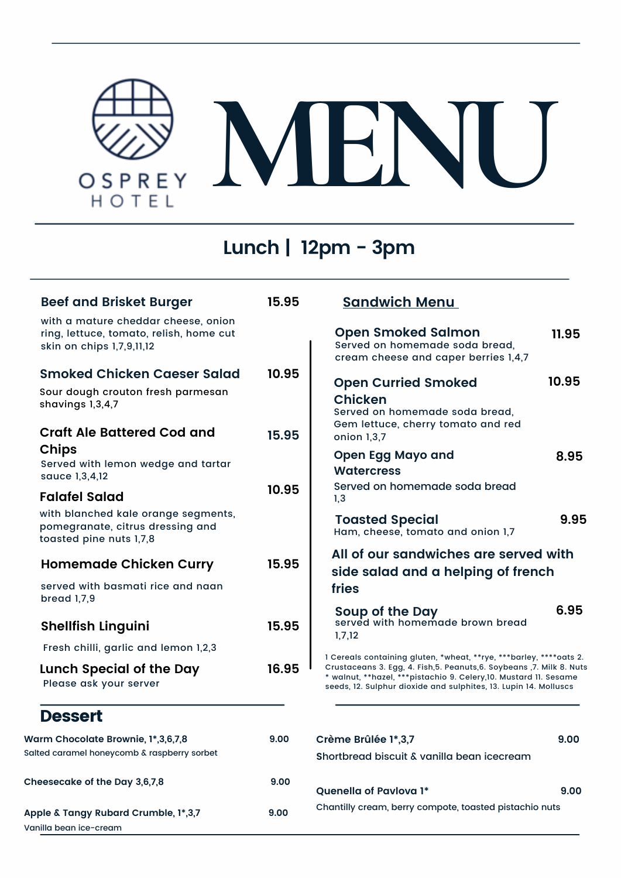OSPREY HOTEL

# MENU

## Lunch | 12pm - 3pm

### Beef and Brisket Burger — 15.95

with a mature cheddar cheese, onion ring, lettuce, tomato, relish, home cut skin on chips 1,7,9,11,12

### Smoked Chicken Caeser Salad — 10.95

Sour dough crouton fresh parmesan shavings 1,3,4,7

### Craft Ale Battered Cod and Chips — 15.95

Served with lemon wedge and tartar sauce 1,3,4,12

### Falafel Salad — 10.95

with blanched kale orange segments, pomegranate, citrus dressing and toasted pine nuts 1,7,8

### Homemade Chicken Curry — 15.95

served with basmati rice and naan bread 1,7,9

### Shellfish Linguini — 15.95

Fresh chilli, garlic and lemon 1,2,3

### Lunch Special of the Day — 16.95

Please ask your server

## Sandwich Menu

### Open Smoked Salmon — 11.95

Served on homemade soda bread, cream cheese and caper berries 1,4,7

### Open Curried Smoked Chicken — 10.95

Served on homemade soda bread, Gem lettuce, cherry tomato and red onion 1,3,7

### Open Egg Mayo and Watercress — 8.95

Served on homemade soda bread 1,3

### Toasted Special — 9.95

Ham, cheese, tomato and onion 1,7

**All of our sandwiches are served with side salad and a helping of french fries**

### Soup of the Day — 6.95

served with homemade brown bread 1,7,12

1 Cereals containing gluten, *wheat, **rye, ***barley, ****oats 2. Crustaceans 3. Egg, 4. Fish,5. Peanuts,6. Soybeans ,7. Milk 8. Nuts * walnut, **hazel, ***pistachio 9. Celery,10. Mustard 11. Sesame seeds, 12. Sulphur dioxide and sulphites, 13. Lupin 14. Molluscs

## Dessert

**Warm Chocolate Brownie, 1*,3,6,7,8** — 9.00
Salted caramel honeycomb & raspberry sorbet

**Cheesecake of the Day 3,6,7,8** — 9.00

**Apple & Tangy Rubard Crumble, 1*,3,7** — 9.00
Vanilla bean ice-cream

**Crème Brûlée 1*,3,7** — 9.00
Shortbread biscuit & vanilla bean icecream

**Quenella of Pavlova 1*** — 9.00
Chantilly cream, berry compote, toasted pistachio nuts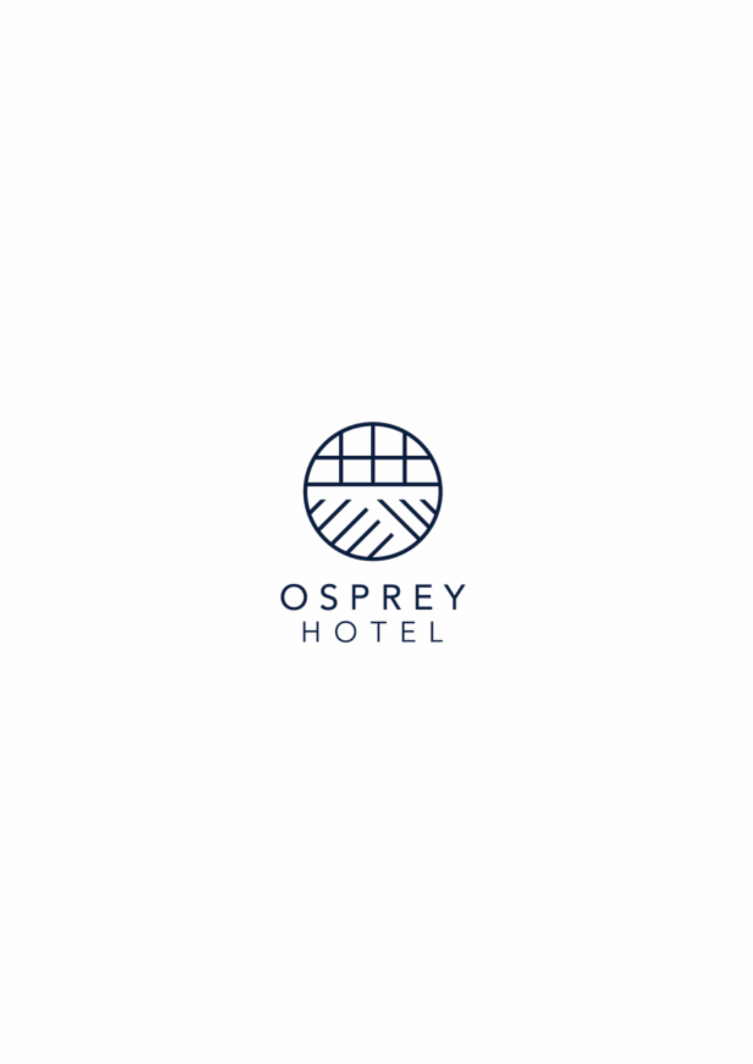OSPREY
HOTEL